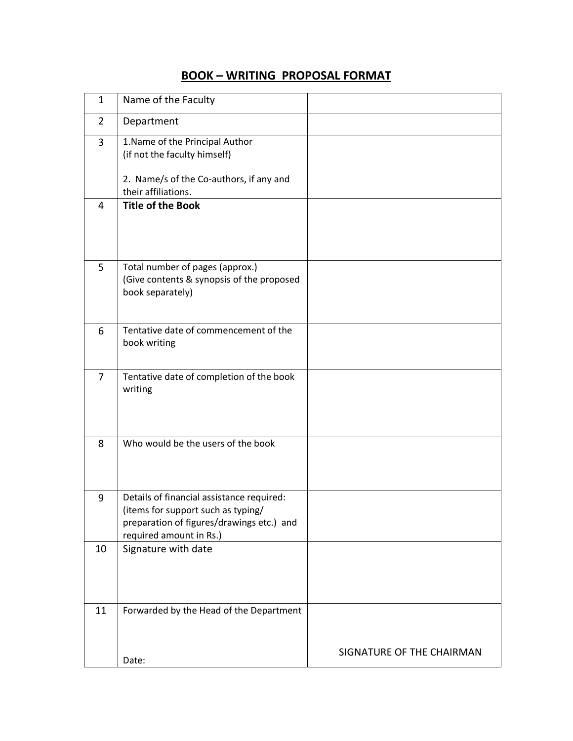# BOOK – WRITING PROPOSAL FORMAT

| | | |
|---|---|---|
| 1 | Name of the Faculty | |
| 2 | Department | |
| 3 | 1.Name of the Principal Author (if not the faculty himself)<br><br>2. Name/s of the Co-authors, if any and their affiliations. | |
| 4 | **Title of the Book** | |
| 5 | Total number of pages (approx.) (Give contents & synopsis of the proposed book separately) | |
| 6 | Tentative date of commencement of the book writing | |
| 7 | Tentative date of completion of the book writing | |
| 8 | Who would be the users of the book | |
| 9 | Details of financial assistance required: (items for support such as typing/ preparation of figures/drawings etc.) and required amount in Rs.) | |
| 10 | Signature with date | |
| 11 | Forwarded by the Head of the Department<br><br>Date: | SIGNATURE OF THE CHAIRMAN |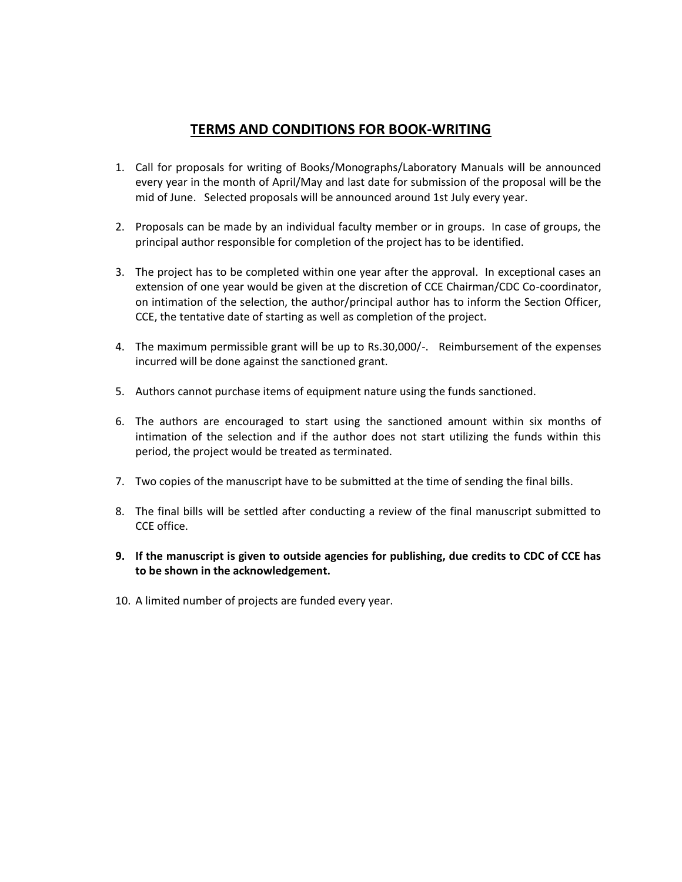## TERMS AND CONDITIONS FOR BOOK-WRITING

1. Call for proposals for writing of Books/Monographs/Laboratory Manuals will be announced every year in the month of April/May and last date for submission of the proposal will be the mid of June. Selected proposals will be announced around 1st July every year.
2. Proposals can be made by an individual faculty member or in groups. In case of groups, the principal author responsible for completion of the project has to be identified.
3. The project has to be completed within one year after the approval. In exceptional cases an extension of one year would be given at the discretion of CCE Chairman/CDC Co-coordinator, on intimation of the selection, the author/principal author has to inform the Section Officer, CCE, the tentative date of starting as well as completion of the project.
4. The maximum permissible grant will be up to Rs.30,000/-. Reimbursement of the expenses incurred will be done against the sanctioned grant.
5. Authors cannot purchase items of equipment nature using the funds sanctioned.
6. The authors are encouraged to start using the sanctioned amount within six months of intimation of the selection and if the author does not start utilizing the funds within this period, the project would be treated as terminated.
7. Two copies of the manuscript have to be submitted at the time of sending the final bills.
8. The final bills will be settled after conducting a review of the final manuscript submitted to CCE office.
9. **If the manuscript is given to outside agencies for publishing, due credits to CDC of CCE has to be shown in the acknowledgement.**
10. A limited number of projects are funded every year.